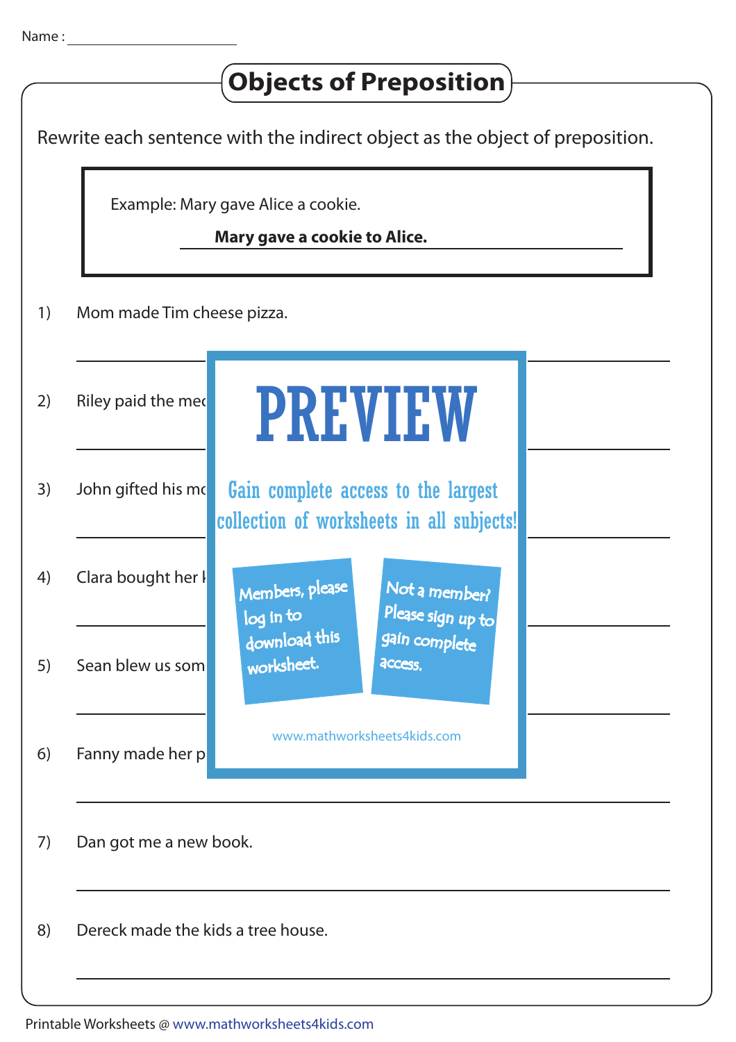Name : ____________________

# Objects of Preposition

Rewrite each sentence with the indirect object as the object of preposition.

> Example: Mary gave Alice a cookie.
>
> **Mary gave a cookie to Alice.**

1) Mom made Tim cheese pizza.

______________________________________________

2) Riley paid the mec

______________________________________________

3) John gifted his mo

______________________________________________

4) Clara bought her k

______________________________________________

5) Sean blew us som

______________________________________________

6) Fanny made her p

______________________________________________

7) Dan got me a new book.

______________________________________________

8) Dereck made the kids a tree house.

______________________________________________

PREVIEW

Gain complete access to the largest collection of worksheets in all subjects!

Members, please log in to download this worksheet.

Not a member? Please sign up to gain complete access.

www.mathworksheets4kids.com

Printable Worksheets @ www.mathworksheets4kids.com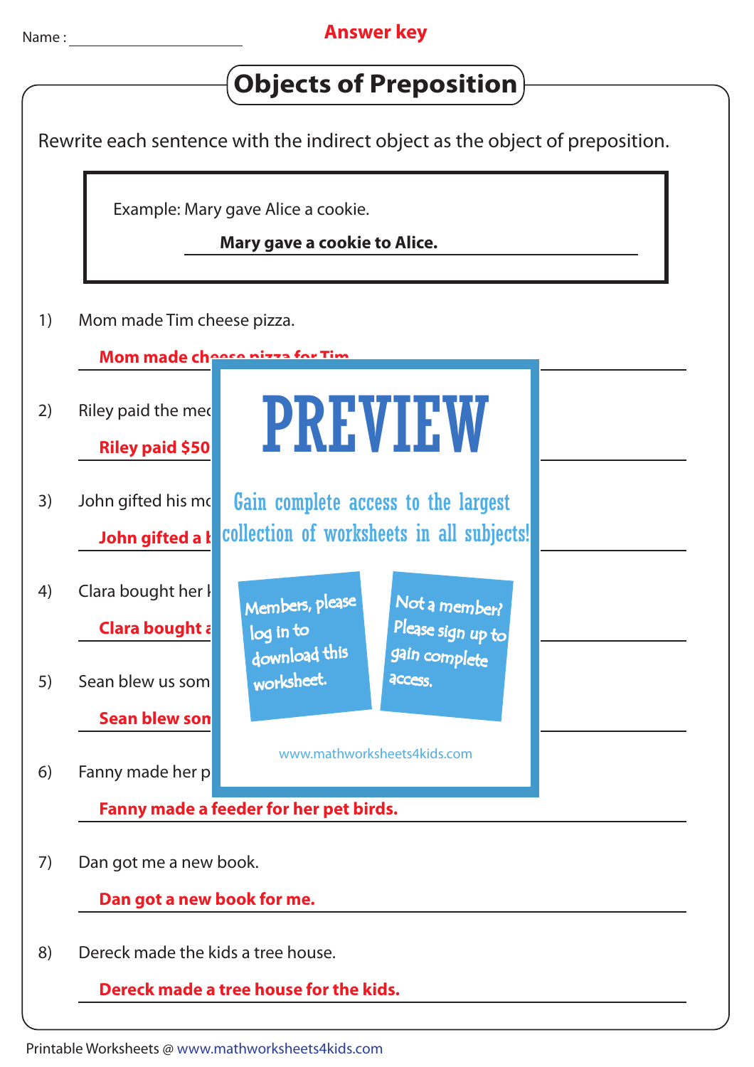Name : ____________________

**Answer key**

# Objects of Preposition

Rewrite each sentence with the indirect object as the object of preposition.

> Example: Mary gave Alice a cookie.
>
> **Mary gave a cookie to Alice.**

1) Mom made Tim cheese pizza.

   **Mom made cheese pizza for Tim.**

2) Riley paid the mec

   **Riley paid $50**

3) John gifted his mo

   **John gifted a b**

4) Clara bought her k

   **Clara bought a**

5) Sean blew us som

   **Sean blew son**

6) Fanny made her p

   **Fanny made a feeder for her pet birds.**

7) Dan got me a new book.

   **Dan got a new book for me.**

8) Dereck made the kids a tree house.

   **Dereck made a tree house for the kids.**

PREVIEW

Gain complete access to the largest collection of worksheets in all subjects!

Members, please log in to download this worksheet.

Not a member? Please sign up to gain complete access.

www.mathworksheets4kids.com

Printable Worksheets @ www.mathworksheets4kids.com